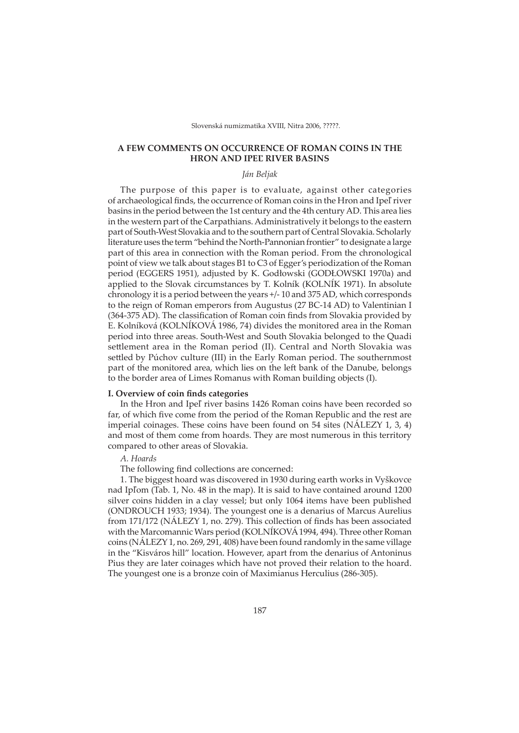# A FEW COMMENTS ON OCCURRENCE OF ROMAN COINS IN THE HRON AND IPEĽ RIVER BASINS

*Ján Beljak*

The purpose of this paper is to evaluate, against other categories of archaeological finds, the occurrence of Roman coins in the Hron and Ipeľ river basins in the period between the 1st century and the 4th century AD. This area lies in the western part of the Carpathians. Administratively it belongs to the eastern part of South-West Slovakia and to the southern part of Central Slovakia. Scholarly literature uses the term "behind the North-Pannonian frontier" to designate a large part of this area in connection with the Roman period. From the chronological point of view we talk about stages B1 to C3 of Egger's periodization of the Roman period (EGGERS 1951), adjusted by K. Godłowski (GODŁOWSKI 1970a) and applied to the Slovak circumstances by T. Kolník (KOLNÍK 1971). In absolute chronology it is a period between the years +/- 10 and 375 AD, which corresponds to the reign of Roman emperors from Augustus (27 BC-14 AD) to Valentinian I (364-375 AD). The classification of Roman coin finds from Slovakia provided by E. Kolníková (KOLNÍKOVÁ 1986, 74) divides the monitored area in the Roman period into three areas. South-West and South Slovakia belonged to the Quadi settlement area in the Roman period (II). Central and North Slovakia was settled by Púchov culture (III) in the Early Roman period. The southernmost part of the monitored area, which lies on the left bank of the Danube, belongs to the border area of Limes Romanus with Roman building objects (I).

## I. Overview of coin finds categories

In the Hron and Ipeľ river basins 1426 Roman coins have been recorded so far, of which five come from the period of the Roman Republic and the rest are imperial coinages. These coins have been found on 54 sites (NÁLEZY 1, 3, 4) and most of them come from hoards. They are most numerous in this territory compared to other areas of Slovakia.

*A. Hoards*

The following find collections are concerned:

1. The biggest hoard was discovered in 1930 during earth works in Vyškovce nad Ipľom (Tab. 1, No. 48 in the map). It is said to have contained around 1200 silver coins hidden in a clay vessel; but only 1064 items have been published (ONDROUCH 1933; 1934). The youngest one is a denarius of Marcus Aurelius from 171/172 (NÁLEZY 1, no. 279). This collection of finds has been associated with the Marcomannic Wars period (KOLNÍKOVÁ 1994, 494). Three other Roman coins (NÁLEZY 1, no. 269, 291, 408) have been found randomly in the same village in the "Kisváros hill" location. However, apart from the denarius of Antoninus Pius they are later coinages which have not proved their relation to the hoard. The youngest one is a bronze coin of Maximianus Herculius (286-305).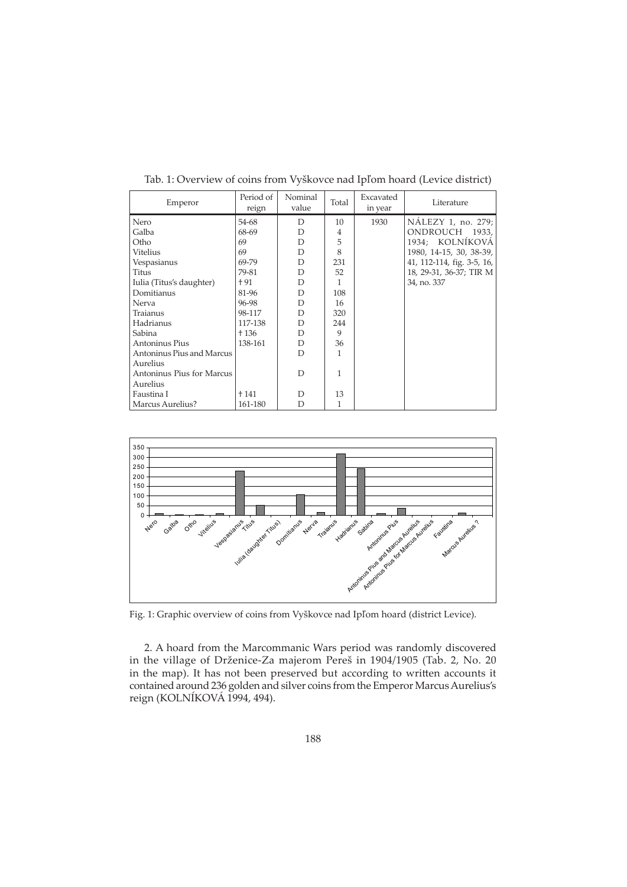Tab. 1: Overview of coins from Vyškovce nad Ipľom hoard (Levice district)

| Emperor | Period of reign | Nominal value | Total | Excavated in year | Literature |
|---|---|---|---|---|---|
| Nero | 54-68 | D | 10 | 1930 | NÁLEZY 1, no. 279; ONDROUCH 1933, 1934; KOLNÍKOVÁ 1980, 14-15, 30, 38-39, 41, 112-114, fig. 3-5, 16, 18, 29-31, 36-37; TIR M 34, no. 337 |
| Galba | 68-69 | D | 4 | | |
| Otho | 69 | D | 5 | | |
| Vitelius | 69 | D | 8 | | |
| Vespasianus | 69-79 | D | 231 | | |
| Titus | 79-81 | D | 52 | | |
| Iulia (Titus's daughter) | † 91 | D | 1 | | |
| Domitianus | 81-96 | D | 108 | | |
| Nerva | 96-98 | D | 16 | | |
| Traianus | 98-117 | D | 320 | | |
| Hadrianus | 117-138 | D | 244 | | |
| Sabina | † 136 | D | 9 | | |
| Antoninus Pius | 138-161 | D | 36 | | |
| Antoninus Pius and Marcus Aurelius | | D | 1 | | |
| Antoninus Pius for Marcus Aurelius | | D | 1 | | |
| Faustina I | † 141 | D | 13 | | |
| Marcus Aurelius? | 161-180 | D | 1 | | |

Fig. 1: Graphic overview of coins from Vyškovce Nad Ipľom hoard (district Levice).

2. A hoard from the Marcommanic Wars period was randomly discovered in the village of Drženice-Za majerom Pereš in 1904/1905 (Tab. 2, No. 20 in the map). It has not been preserved but according to written accounts it contained around 236 golden and silver coins from the Emperor Marcus Aurelius's reign (KOLNÍKOVÁ 1994, 494).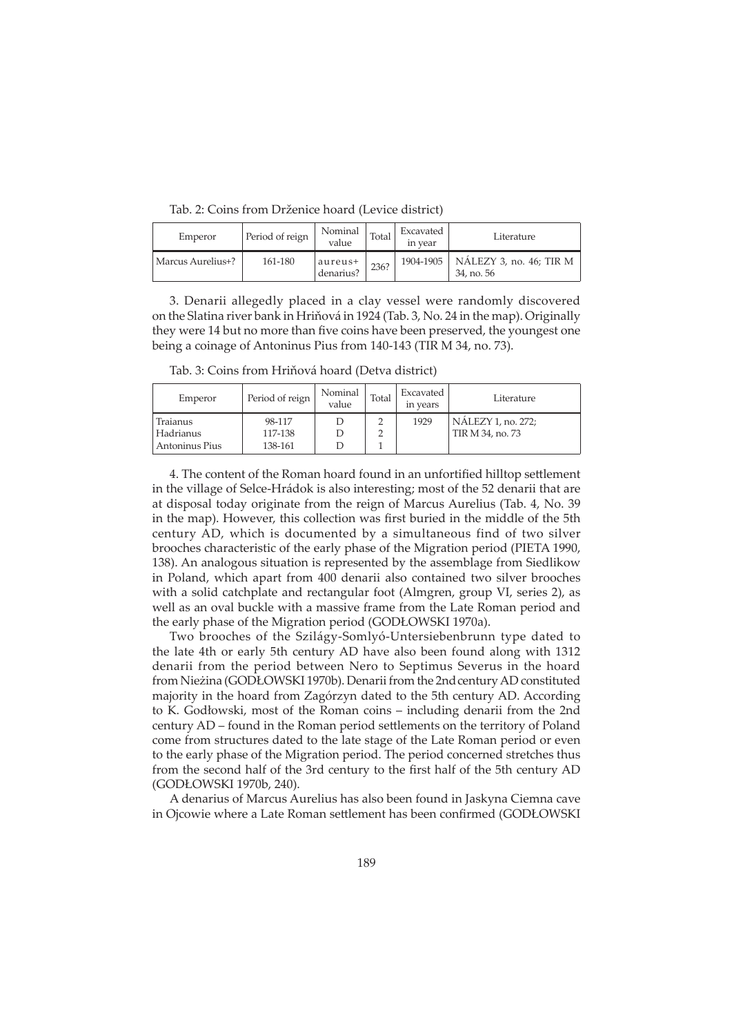Tab. 2: Coins from Drženice hoard (Levice district)

| Emperor | Period of reign | Nominal value | Total | Excavated in year | Literature |
|---|---|---|---|---|---|
| Marcus Aurelius+? | 161-180 | aureus+ denarius? | 236? | 1904-1905 | NÁLEZY 3, no. 46; TIR M 34, no. 56 |

3. Denarii allegedly placed in a clay vessel were randomly discovered on the Slatina river bank in Hriňová in 1924 (Tab. 3, No. 24 in the map). Originally they were 14 but no more than five coins have been preserved, the youngest one being a coinage of Antoninus Pius from 140-143 (TIR M 34, no. 73).

Tab. 3: Coins from Hriňová hoard (Detva district)

| Emperor | Period of reign | Nominal value | Total | Excavated in years | Literature |
|---|---|---|---|---|---|
| Traianus | 98-117 | D | 2 | 1929 | NÁLEZY 1, no. 272; TIR M 34, no. 73 |
| Hadrianus | 117-138 | D | 2 | | |
| Antoninus Pius | 138-161 | D | 1 | | |

4. The content of the Roman hoard found in an unfortified hilltop settlement in the village of Selce-Hrádok is also interesting; most of the 52 denarii that are at disposal today originate from the reign of Marcus Aurelius (Tab. 4, No. 39 in the map). However, this collection was first buried in the middle of the 5th century AD, which is documented by a simultaneous find of two silver brooches characteristic of the early phase of the Migration period (PIETA 1990, 138). An analogous situation is represented by the assemblage from Siedlikow in Poland, which apart from 400 denarii also contained two silver brooches with a solid catchplate and rectangular foot (Almgren, group VI, series 2), as well as an oval buckle with a massive frame from the Late Roman period and the early phase of the Migration period (GODŁOWSKI 1970a).

Two brooches of the Szilágy-Somlyó-Untersiebenbrunn type dated to the late 4th or early 5th century AD have also been found along with 1312 denarii from the period between Nero to Septimus Severus in the hoard from Nieżina (GODŁOWSKI 1970b). Denarii from the 2nd century AD constituted majority in the hoard from Zagórzyn dated to the 5th century AD. According to K. Godłowski, most of the Roman coins – including denarii from the 2nd century AD – found in the Roman period settlements on the territory of Poland come from structures dated to the late stage of the Late Roman period or even to the early phase of the Migration period. The period concerned stretches thus from the second half of the 3rd century to the first half of the 5th century AD (GODŁOWSKI 1970b, 240).

A denarius of Marcus Aurelius has also been found in Jaskyna Ciemna cave in Ojcowie where a Late Roman settlement has been confirmed (GODŁOWSKI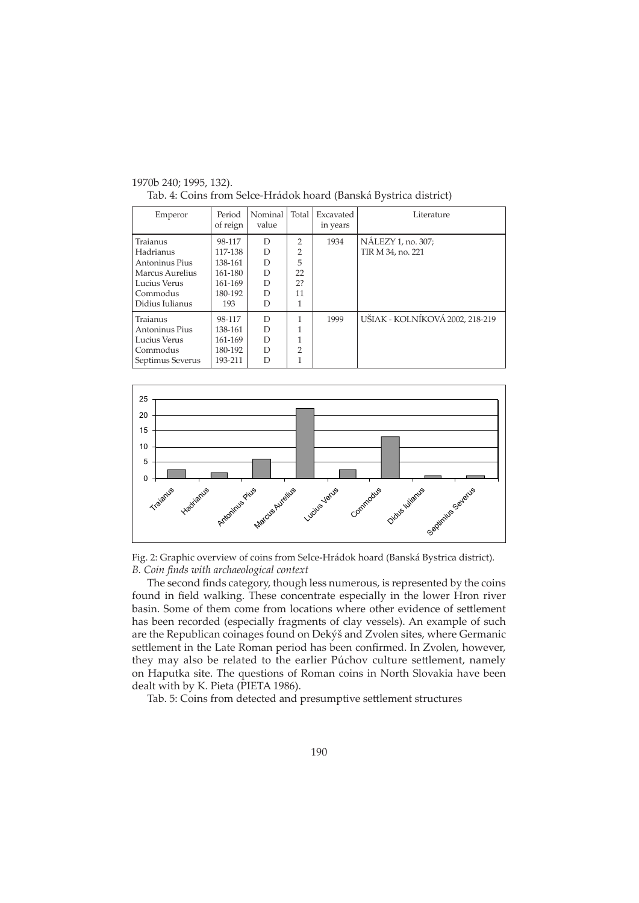1970b 240; 1995, 132).

Tab. 4: Coins from Selce-Hrádok hoard (Banská Bystrica district)

| Emperor | Period of reign | Nominal value | Total | Excavated in years | Literature |
|---|---|---|---|---|---|
| Traianus | 98-117 | D | 2 | 1934 | NÁLEZY 1, no. 307; |
| Hadrianus | 117-138 | D | 2 | | TIR M 34, no. 221 |
| Antoninus Pius | 138-161 | D | 5 | | |
| Marcus Aurelius | 161-180 | D | 22 | | |
| Lucius Verus | 161-169 | D | 2? | | |
| Commodus | 180-192 | D | 11 | | |
| Didius Iulianus | 193 | D | 1 | | |
| Traianus | 98-117 | D | 1 | 1999 | UŠIAK - KOLNÍKOVÁ 2002, 218-219 |
| Antoninus Pius | 138-161 | D | 1 | | |
| Lucius Verus | 161-169 | D | 1 | | |
| Commodus | 180-192 | D | 2 | | |
| Septimus Severus | 193-211 | D | 1 | | |

Fig. 2: Graphic overview of coins from Selce-Hrádok hoard (Banská Bystrica district).

*B. Coin finds with archaeological context*

The second finds category, though less numerous, is represented by the coins found in field walking. These concentrate especially in the lower Hron river basin. Some of them come from locations where other evidence of settlement has been recorded (especially fragments of clay vessels). An example of such are the Republican coinages found on Dekýš and Zvolen sites, where Germanic settlement in the Late Roman period has been confirmed. In Zvolen, however, they may also be related to the earlier Púchov culture settlement, namely on Haputka site. The questions of Roman coins in North Slovakia have been dealt with by K. Pieta (PIETA 1986).

Tab. 5: Coins from detected and presumptive settlement structures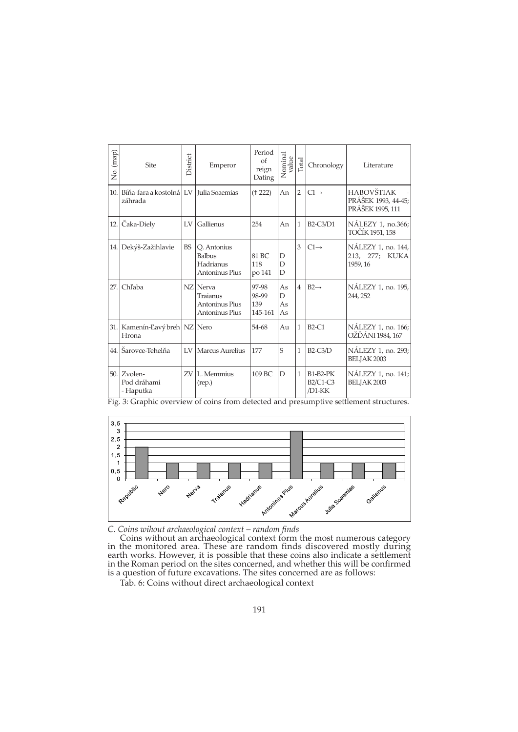| No. (map) | Site | District | Emperor | Period of reign Dating | Nominal value | Total | Chronology | Literature |
|---|---|---|---|---|---|---|---|---|
| 10. | Bíňa-fara a kostolná záhrada | LV | Julia Soaemias | († 222) | An | 2 | C1→ | HABOVŠTIAK - PRÁŠEK 1993, 44-45; PRÁŠEK 1995, 111 |
| 12. | Čaka-Diely | LV | Gallienus | 254 | An | 1 | B2-C3/D1 | NÁLEZY 1, no.366; TOČÍK 1951, 158 |
| 14. | Dekýš-Zažihlavie | BS | Q. Antonius Balbus<br>Hadrianus<br>Antoninus Pius | 81 BC<br>118<br>po 141 | D<br>D<br>D | 3 | C1→ | NÁLEZY 1, no. 144, 213, 277; KUKA 1959, 16 |
| 27. | Chľaba | NZ | Nerva<br>Traianus<br>Antoninus Pius<br>Antoninus Pius | 97-98<br>98-99<br>139<br>145-161 | As<br>D<br>As<br>As | 4 | B2→ | NÁLEZY 1, no. 195, 244, 252 |
| 31. | Kamenín-Ľavý breh Hrona | NZ | Nero | 54-68 | Au | 1 | B2-C1 | NÁLEZY 1, no. 166; OŽĎÁNI 1984, 167 |
| 44. | Šarovce-Tehelňa | LV | Marcus Aurelius | 177 | S | 1 | B2-C3/D | NÁLEZY 1, no. 293; BELJAK 2003 |
| 50. | Zvolen-Pod dráhami - Haputka | ZV | L. Memmius (rep.) | 109 BC | D | 1 | B1-B2-PK B2/C1-C3 /D1-KK | NÁLEZY 1, no. 141; BELJAK 2003 |

Fig. 3: Graphic overview of coins from detected and presumptive settlement structures.

*C. Coins wihout archaeological context – random finds*

Coins without an archaeological context form the most numerous category in the monitored area. These are random finds discovered mostly during earth works. However, it is possible that these coins also indicate a settlement in the Roman period on the sites concerned, and whether this will be confirmed is a question of future excavations. The sites concerned are as follows:

Tab. 6: Coins without direct archaeological context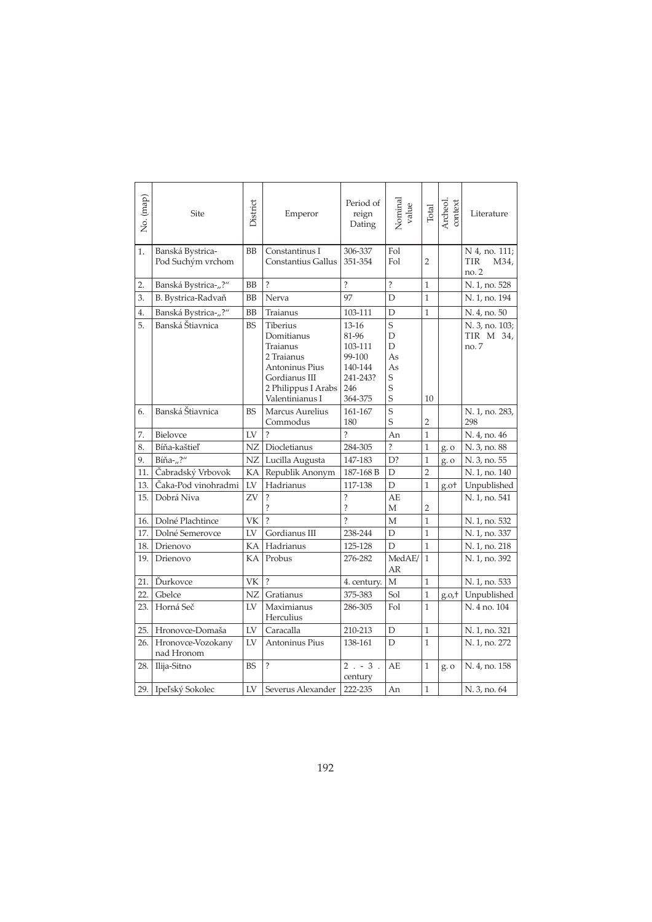| No. (map) | Site | District | Emperor | Period of reign Dating | Nominal value | Total | Archeol. context | Literature |
|---|---|---|---|---|---|---|---|---|
| 1. | Banská Bystrica-Pod Suchým vrchom | BB | Constantinus I<br>Constantius Gallus | 306-337<br>351-354 | Fol<br>Fol | 2 | | N 4, no. 111; TIR M34, no. 2 |
| 2. | Banská Bystrica-„?" | BB | ? | ? | ? | 1 | | N. 1, no. 528 |
| 3. | B. Bystrica-Radvaň | BB | Nerva | 97 | D | 1 | | N. 1, no. 194 |
| 4. | Banská Bystrica-„?" | BB | Traianus | 103-111 | D | 1 | | N. 4, no. 50 |
| 5. | Banská Štiavnica | BS | Tiberius<br>Domitianus<br>Traianus<br>2 Traianus<br>Antoninus Pius<br>Gordianus III<br>2 Philippus I Arabs<br>Valentinianus I | 13-16<br>81-96<br>103-111<br>99-100<br>140-144<br>241-243?<br>246<br>364-375 | S<br>D<br>D<br>As<br>As<br>S<br>S<br>S | 10 | | N. 3, no. 103; TIR M 34, no. 7 |
| 6. | Banská Štiavnica | BS | Marcus Aurelius<br>Commodus | 161-167<br>180 | S<br>S | 2 | | N. 1, no. 283, 298 |
| 7. | Bielovce | LV | ? | ? | An | 1 | | N. 4, no. 46 |
| 8. | Bíňa-kaštieľ | NZ | Diocletianus | 284-305 | ? | 1 | g. o | N. 3, no. 88 |
| 9. | Bíňa-„?" | NZ | Lucilla Augusta | 147-183 | D? | 1 | g. o | N. 3, no. 55 |
| 11. | Čabradský Vrbovok | KA | Republik Anonym | 187-168 B | D | 2 | | N. 1, no. 140 |
| 13. | Čaka-Pod vinohradmi | LV | Hadrianus | 117-138 | D | 1 | g.o† | Unpublished |
| 15. | Dobrá Niva | ZV | ?<br>? | ?<br>? | AE<br>M | 2 | | N. 1, no. 541 |
| 16. | Dolné Plachtince | VK | ? | ? | M | 1 | | N. 1, no. 532 |
| 17. | Dolné Semerovce | LV | Gordianus III | 238-244 | D | 1 | | N. 1, no. 337 |
| 18. | Drienovo | KA | Hadrianus | 125-128 | D | 1 | | N. 1, no. 218 |
| 19. | Drienovo | KA | Probus | 276-282 | MedAE/AR | 1 | | N. 1, no. 392 |
| 21. | Ďurkovce | VK | ? | 4. century. | M | 1 | | N. 1, no. 533 |
| 22. | Gbelce | NZ | Gratianus | 375-383 | Sol | 1 | g.o,† | Unpublished |
| 23. | Horná Seč | LV | Maximianus Herculius | 286-305 | Fol | 1 | | N. 4 no. 104 |
| 25. | Hronovce-Domaša | LV | Caracalla | 210-213 | D | 1 | | N. 1, no. 321 |
| 26. | Hronovce-Vozokany nad Hronom | LV | Antoninus Pius | 138-161 | D | 1 | | N. 1, no. 272 |
| 28. | Ilija-Sitno | BS | ? | 2. - 3. century | AE | 1 | g. o | N. 4, no. 158 |
| 29. | Ipeľský Sokolec | LV | Severus Alexander | 222-235 | An | 1 | | N. 3, no. 64 |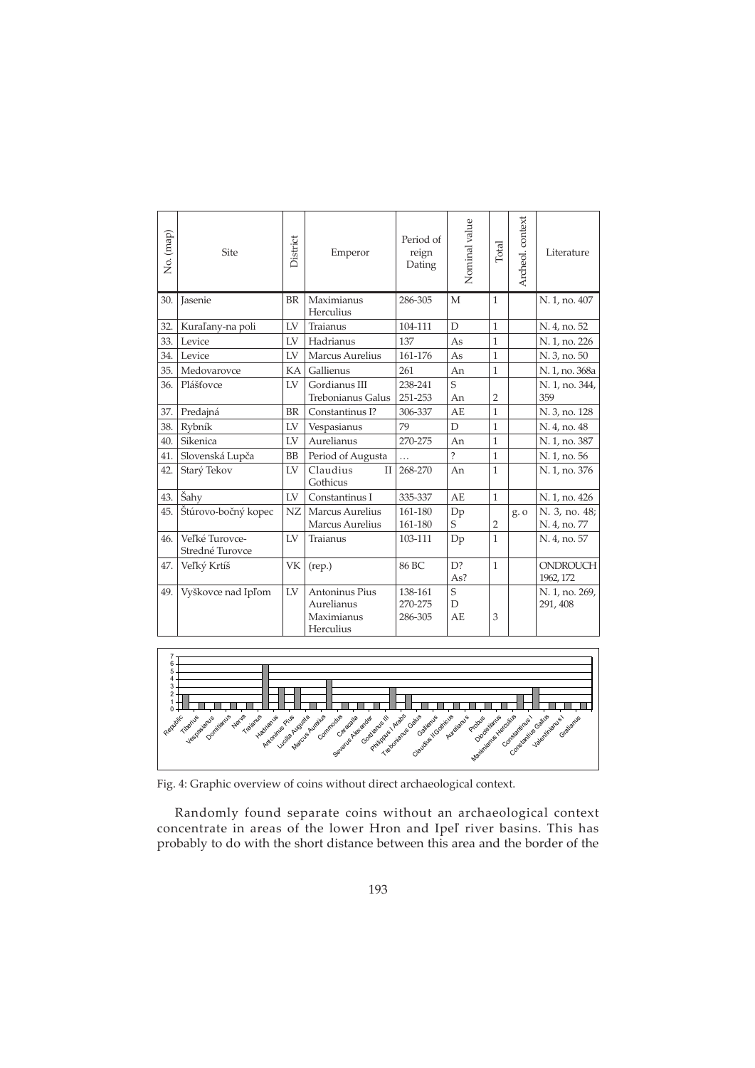| No. (map) | Site | District | Emperor | Period of reign Dating | Nominal value | Total | Archeol. context | Literature |
|---|---|---|---|---|---|---|---|---|
| 30. | Jasenie | BR | Maximianus Herculius | 286-305 | M | 1 | | N. 1, no. 407 |
| 32. | Kuraľany-na poli | LV | Traianus | 104-111 | D | 1 | | N. 4, no. 52 |
| 33. | Levice | LV | Hadrianus | 137 | As | 1 | | N. 1, no. 226 |
| 34. | Levice | LV | Marcus Aurelius | 161-176 | As | 1 | | N. 3, no. 50 |
| 35. | Medovarovce | KA | Gallienus | 261 | An | 1 | | N. 1, no. 368a |
| 36. | Plášťovce | LV | Gordianus III<br>Trebonianus Galus | 238-241<br>251-253 | S<br>An | 2 | | N. 1, no. 344, 359 |
| 37. | Predajná | BR | Constantinus I? | 306-337 | AE | 1 | | N. 3, no. 128 |
| 38. | Rybník | LV | Vespasianus | 79 | D | 1 | | N. 4, no. 48 |
| 40. | Sikenica | LV | Aurelianus | 270-275 | An | 1 | | N. 1, no. 387 |
| 41. | Slovenská Lupča | BB | Period of Augusta | … | ? | 1 | | N. 1, no. 56 |
| 42. | Starý Tekov | LV | Claudius II Gothicus | 268-270 | An | 1 | | N. 1, no. 376 |
| 43. | Šahy | LV | Constantinus I | 335-337 | AE | 1 | | N. 1, no. 426 |
| 45. | Štúrovo-bočný kopec | NZ | Marcus Aurelius<br>Marcus Aurelius | 161-180<br>161-180 | Dp<br>S | 2 | g. o | N. 3, no. 48; N. 4, no. 77 |
| 46. | Veľké Turovce-Stredné Turovce | LV | Traianus | 103-111 | Dp | 1 | | N. 4, no. 57 |
| 47. | Veľký Krtíš | VK | (rep.) | 86 BC | D?<br>As? | 1 | | ONDROUCH 1962, 172 |
| 49. | Vyškovce nad Ipľom | LV | Antoninus Pius<br>Aurelianus<br>Maximianus Herculius | 138-161<br>270-275<br>286-305 | S<br>D<br>AE | 3 | | N. 1, no. 269, 291, 408 |

Fig. 4: Graphic overview of coins without direct archaeological context.

Randomly found separate coins without an archaeological context concentrate in areas of the lower Hron and Ipeľ river basins. This has probably to do with the short distance between this area and the border of the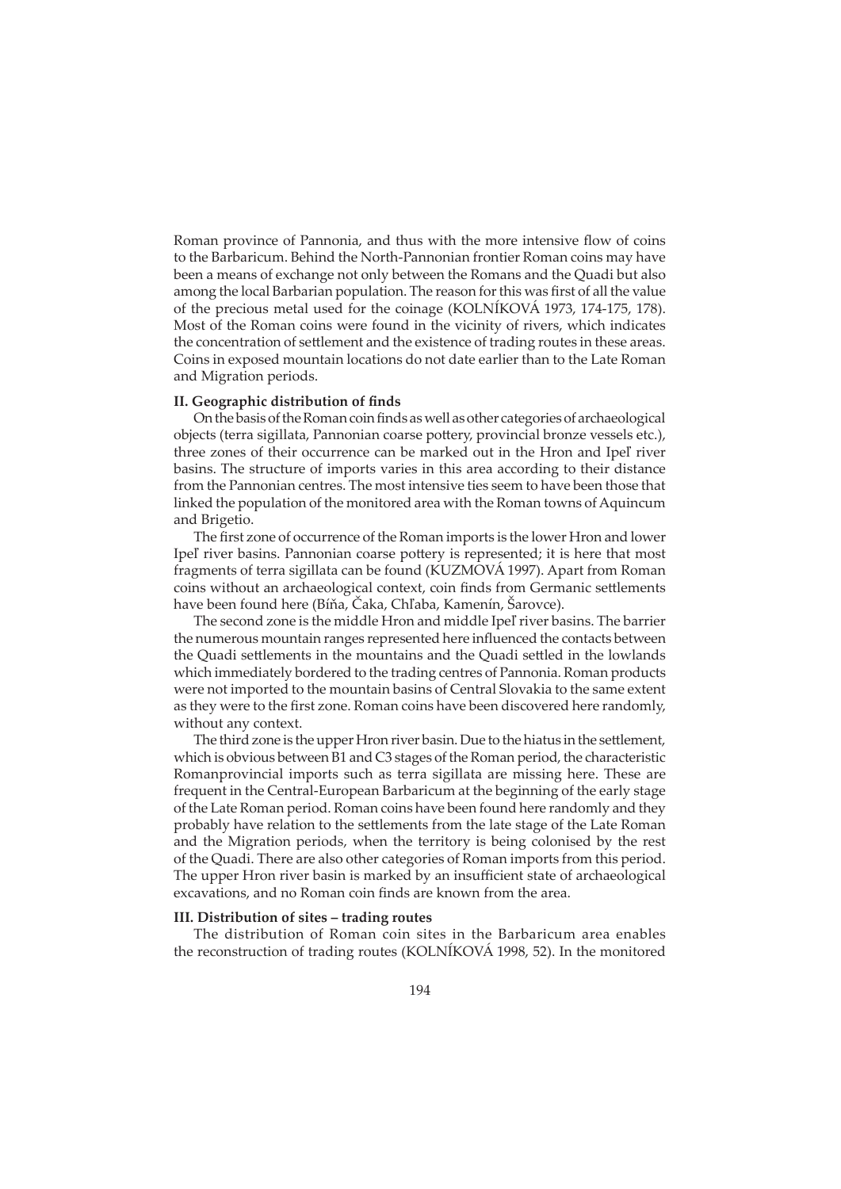Roman province of Pannonia, and thus with the more intensive flow of coins to the Barbaricum. Behind the North-Pannonian frontier Roman coins may have been a means of exchange not only between the Romans and the Quadi but also among the local Barbarian population. The reason for this was first of all the value of the precious metal used for the coinage (KOLNÍKOVÁ 1973, 174-175, 178). Most of the Roman coins were found in the vicinity of rivers, which indicates the concentration of settlement and the existence of trading routes in these areas. Coins in exposed mountain locations do not date earlier than to the Late Roman and Migration periods.

**II. Geographic distribution of finds**

On the basis of the Roman coin finds as well as other categories of archaeological objects (terra sigillata, Pannonian coarse pottery, provincial bronze vessels etc.), three zones of their occurrence can be marked out in the Hron and Ipeľ river basins. The structure of imports varies in this area according to their distance from the Pannonian centres. The most intensive ties seem to have been those that linked the population of the monitored area with the Roman towns of Aquincum and Brigetio.

The first zone of occurrence of the Roman imports is the lower Hron and lower Ipeľ river basins. Pannonian coarse pottery is represented; it is here that most fragments of terra sigillata can be found (KUZMOVÁ 1997). Apart from Roman coins without an archaeological context, coin finds from Germanic settlements have been found here (Bíňa, Čaka, Chľaba, Kamenín, Šarovce).

The second zone is the middle Hron and middle Ipeľ river basins. The barrier the numerous mountain ranges represented here influenced the contacts between the Quadi settlements in the mountains and the Quadi settled in the lowlands which immediately bordered to the trading centres of Pannonia. Roman products were not imported to the mountain basins of Central Slovakia to the same extent as they were to the first zone. Roman coins have been discovered here randomly, without any context.

The third zone is the upper Hron river basin. Due to the hiatus in the settlement, which is obvious between B1 and C3 stages of the Roman period, the characteristic Romanprovincial imports such as terra sigillata are missing here. These are frequent in the Central-European Barbaricum at the beginning of the early stage of the Late Roman period. Roman coins have been found here randomly and they probably have relation to the settlements from the late stage of the Late Roman and the Migration periods, when the territory is being colonised by the rest of the Quadi. There are also other categories of Roman imports from this period. The upper Hron river basin is marked by an insufficient state of archaeological excavations, and no Roman coin finds are known from the area.

**III. Distribution of sites – trading routes**

The distribution of Roman coin sites in the Barbaricum area enables the reconstruction of trading routes (KOLNÍKOVÁ 1998, 52). In the monitored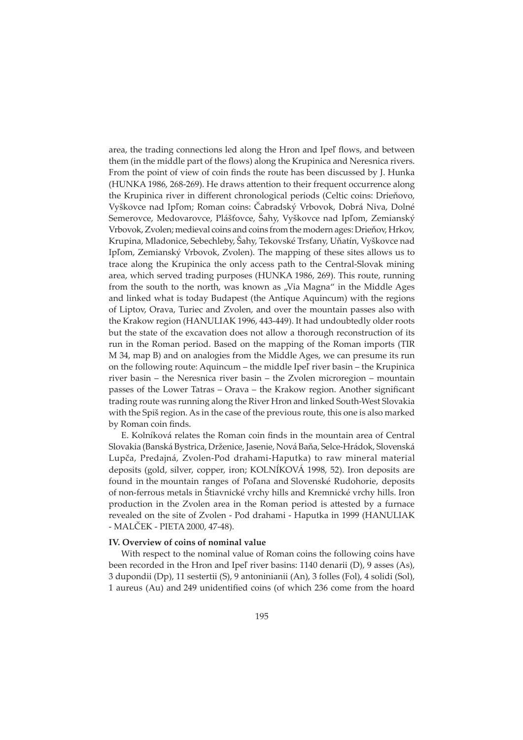area, the trading connections led along the Hron and Ipeľ flows, and between them (in the middle part of the flows) along the Krupinica and Neresnica rivers. From the point of view of coin finds the route has been discussed by J. Hunka (HUNKA 1986, 268-269). He draws attention to their frequent occurrence along the Krupinica river in different chronological periods (Celtic coins: Drieňovo, Vyškovce nad Ipľom; Roman coins: Čabradský Vrbovok, Dobrá Niva, Dolné Semerovce, Medovarovce, Plášťovce, Šahy, Vyškovce nad Ipľom, Zemianský Vrbovok, Zvolen; medieval coins and coins from the modern ages: Drieňov, Hrkov, Krupina, Mladonice, Sebechleby, Šahy, Tekovské Trsťany, Uňatín, Vyškovce nad Ipľom, Zemianský Vrbovok, Zvolen). The mapping of these sites allows us to trace along the Krupinica the only access path to the Central-Slovak mining area, which served trading purposes (HUNKA 1986, 269). This route, running from the south to the north, was known as „Via Magna" in the Middle Ages and linked what is today Budapest (the Antique Aquincum) with the regions of Liptov, Orava, Turiec and Zvolen, and over the mountain passes also with the Krakow region (HANULIAK 1996, 443-449). It had undoubtedly older roots but the state of the excavation does not allow a thorough reconstruction of its run in the Roman period. Based on the mapping of the Roman imports (TIR M 34, map B) and on analogies from the Middle Ages, we can presume its run on the following route: Aquincum – the middle Ipeľ river basin – the Krupinica river basin – the Neresnica river basin – the Zvolen microregion – mountain passes of the Lower Tatras – Orava – the Krakow region. Another significant trading route was running along the River Hron and linked South-West Slovakia with the Spiš region. As in the case of the previous route, this one is also marked by Roman coin finds.

E. Kolníková relates the Roman coin finds in the mountain area of Central Slovakia (Banská Bystrica, Drženice, Jasenie, Nová Baňa, Selce-Hrádok, Slovenská Lupča, Predajná, Zvolen-Pod drahami-Haputka) to raw mineral material deposits (gold, silver, copper, iron; KOLNÍKOVÁ 1998, 52). Iron deposits are found in the mountain ranges of Poľana and Slovenské Rudohorie, deposits of non-ferrous metals in Štiavnické vrchy hills and Kremnické vrchy hills. Iron production in the Zvolen area in the Roman period is attested by a furnace revealed on the site of Zvolen - Pod drahami - Haputka in 1999 (HANULIAK - MALČEK - PIETA 2000, 47-48).

**IV. Overview of coins of nominal value**

With respect to the nominal value of Roman coins the following coins have been recorded in the Hron and Ipeľ river basins: 1140 denarii (D), 9 asses (As), 3 dupondii (Dp), 11 sestertii (S), 9 antoninianii (An), 3 folles (Fol), 4 solidi (Sol), 1 aureus (Au) and 249 unidentified coins (of which 236 come from the hoard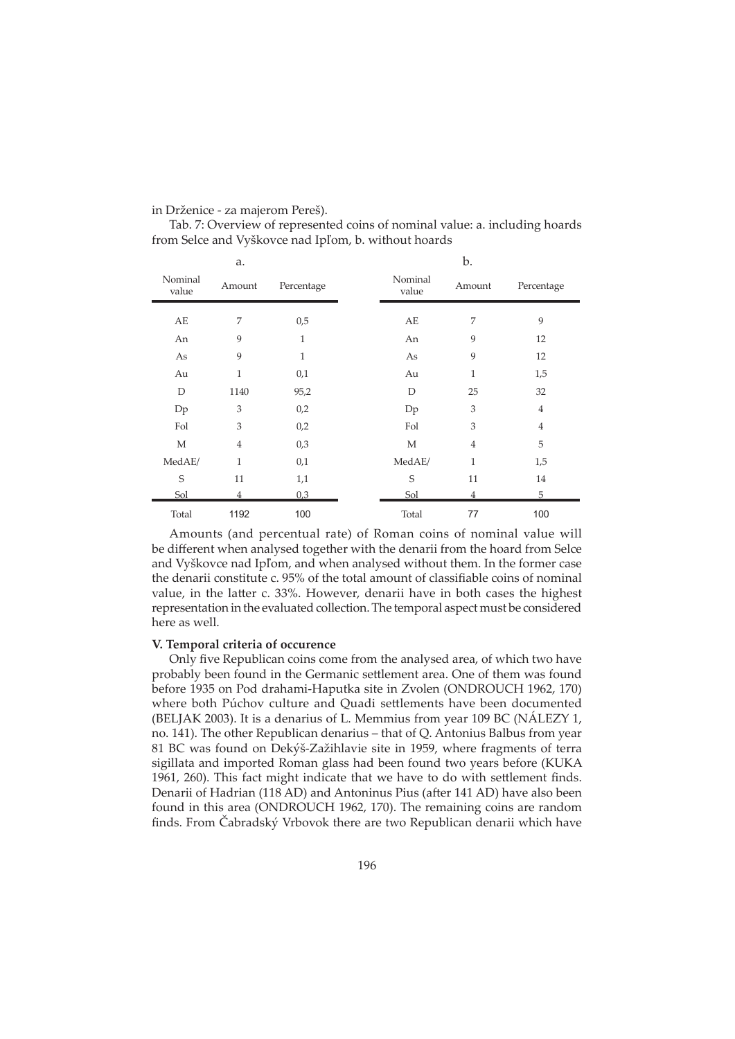in Drženice - za majerom Pereš).

Tab. 7: Overview of represented coins of nominal value: a. including hoards from Selce and Vyškovce nad Ipľom, b. without hoards

| a. | | | b. | | |
|---|---|---|---|---|---|
| Nominal value | Amount | Percentage | Nominal value | Amount | Percentage |
| AE | 7 | 0,5 | AE | 7 | 9 |
| An | 9 | 1 | An | 9 | 12 |
| As | 9 | 1 | As | 9 | 12 |
| Au | 1 | 0,1 | Au | 1 | 1,5 |
| D | 1140 | 95,2 | D | 25 | 32 |
| Dp | 3 | 0,2 | Dp | 3 | 4 |
| Fol | 3 | 0,2 | Fol | 3 | 4 |
| M | 4 | 0,3 | M | 4 | 5 |
| MedAE/ | 1 | 0,1 | MedAE/ | 1 | 1,5 |
| S | 11 | 1,1 | S | 11 | 14 |
| Sol | 4 | 0,3 | Sol | 4 | 5 |
| Total | 1192 | 100 | Total | 77 | 100 |

Amounts (and percentual rate) of Roman coins of nominal value will be different when analysed together with the denarii from the hoard from Selce and Vyškovce nad Ipľom, and when analysed without them. In the former case the denarii constitute c. 95% of the total amount of classifiable coins of nominal value, in the latter c. 33%. However, denarii have in both cases the highest representation in the evaluated collection. The temporal aspect must be considered here as well.

**V. Temporal criteria of occurence**

Only five Republican coins come from the analysed area, of which two have probably been found in the Germanic settlement area. One of them was found before 1935 on Pod drahami-Haputka site in Zvolen (ONDROUCH 1962, 170) where both Púchov culture and Quadi settlements have been documented (BELJAK 2003). It is a denarius of L. Memmius from year 109 BC (NÁLEZY 1, no. 141). The other Republican denarius – that of Q. Antonius Balbus from year 81 BC was found on Dekýš-Zažihlavie site in 1959, where fragments of terra sigillata and imported Roman glass had been found two years before (KUKA 1961, 260). This fact might indicate that we have to do with settlement finds. Denarii of Hadrian (118 AD) and Antoninus Pius (after 141 AD) have also been found in this area (ONDROUCH 1962, 170). The remaining coins are random finds. From Čabradský Vrbovok there are two Republican denarii which have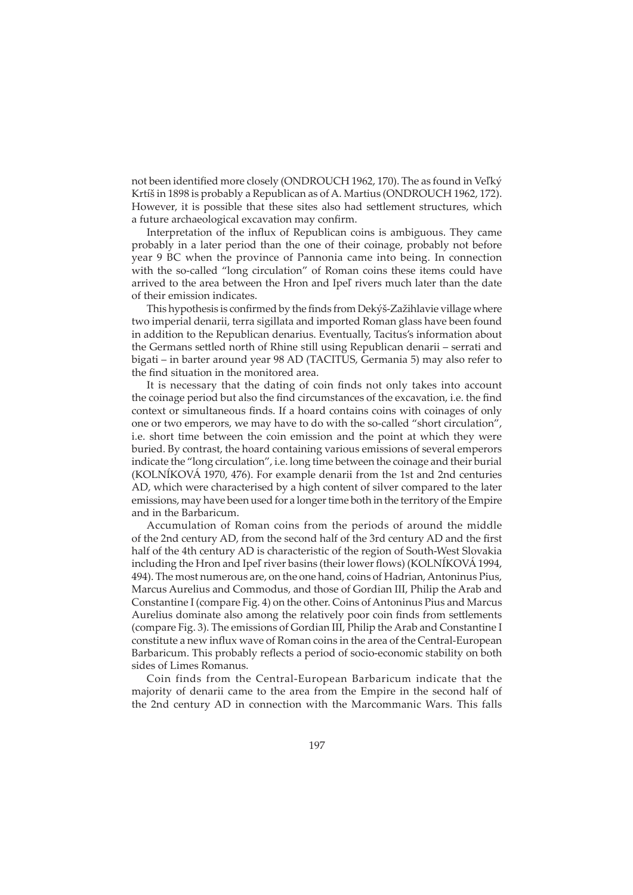not been identified more closely (ONDROUCH 1962, 170). The as found in Veľký Krtíš in 1898 is probably a Republican as of A. Martius (ONDROUCH 1962, 172). However, it is possible that these sites also had settlement structures, which a future archaeological excavation may confirm.

Interpretation of the influx of Republican coins is ambiguous. They came probably in a later period than the one of their coinage, probably not before year 9 BC when the province of Pannonia came into being. In connection with the so-called "long circulation" of Roman coins these items could have arrived to the area between the Hron and Ipeľ rivers much later than the date of their emission indicates.

This hypothesis is confirmed by the finds from Dekýš-Zažihlavie village where two imperial denarii, terra sigillata and imported Roman glass have been found in addition to the Republican denarius. Eventually, Tacitus's information about the Germans settled north of Rhine still using Republican denarii – serrati and bigati – in barter around year 98 AD (TACITUS, Germania 5) may also refer to the find situation in the monitored area.

It is necessary that the dating of coin finds not only takes into account the coinage period but also the find circumstances of the excavation, i.e. the find context or simultaneous finds. If a hoard contains coins with coinages of only one or two emperors, we may have to do with the so-called "short circulation", i.e. short time between the coin emission and the point at which they were buried. By contrast, the hoard containing various emissions of several emperors indicate the "long circulation", i.e. long time between the coinage and their burial (KOLNÍKOVÁ 1970, 476). For example denarii from the 1st and 2nd centuries AD, which were characterised by a high content of silver compared to the later emissions, may have been used for a longer time both in the territory of the Empire and in the Barbaricum.

Accumulation of Roman coins from the periods of around the middle of the 2nd century AD, from the second half of the 3rd century AD and the first half of the 4th century AD is characteristic of the region of South-West Slovakia including the Hron and Ipeľ river basins (their lower flows) (KOLNÍKOVÁ 1994, 494). The most numerous are, on the one hand, coins of Hadrian, Antoninus Pius, Marcus Aurelius and Commodus, and those of Gordian III, Philip the Arab and Constantine I (compare Fig. 4) on the other. Coins of Antoninus Pius and Marcus Aurelius dominate also among the relatively poor coin finds from settlements (compare Fig. 3). The emissions of Gordian III, Philip the Arab and Constantine I constitute a new influx wave of Roman coins in the area of the Central-European Barbaricum. This probably reflects a period of socio-economic stability on both sides of Limes Romanus.

Coin finds from the Central-European Barbaricum indicate that the majority of denarii came to the area from the Empire in the second half of the 2nd century AD in connection with the Marcommanic Wars. This falls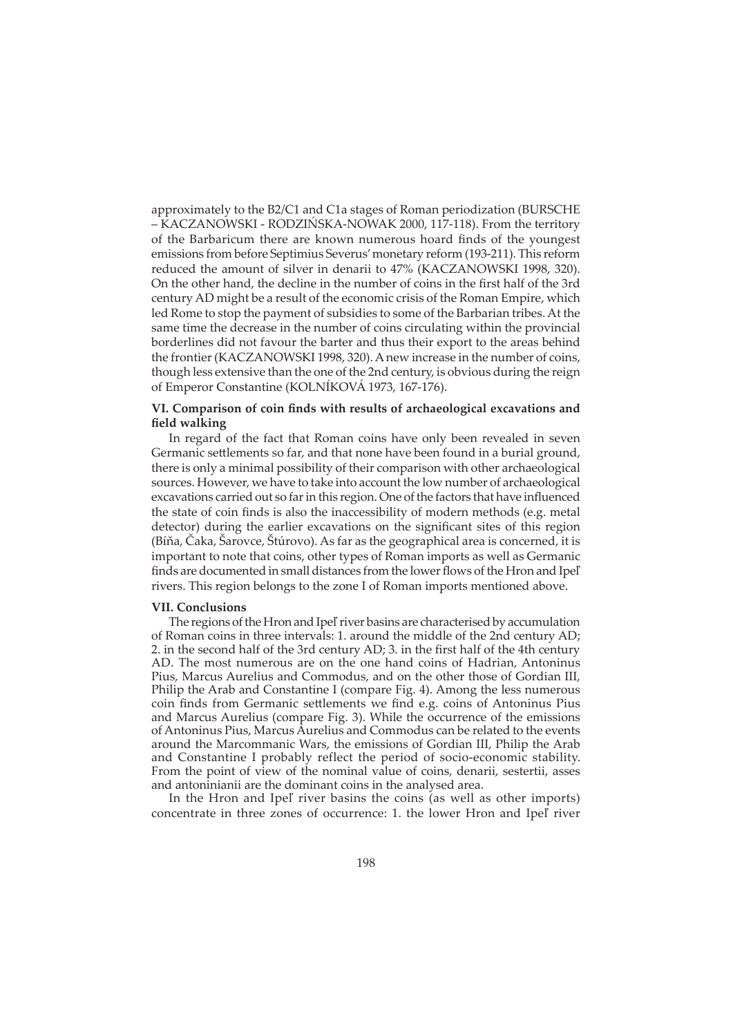approximately to the B2/C1 and C1a stages of Roman periodization (BURSCHE – KACZANOWSKI - RODZIŃSKA-NOWAK 2000, 117-118). From the territory of the Barbaricum there are known numerous hoard finds of the youngest emissions from before Septimius Severus' monetary reform (193-211). This reform reduced the amount of silver in denarii to 47% (KACZANOWSKI 1998, 320). On the other hand, the decline in the number of coins in the first half of the 3rd century AD might be a result of the economic crisis of the Roman Empire, which led Rome to stop the payment of subsidies to some of the Barbarian tribes. At the same time the decrease in the number of coins circulating within the provincial borderlines did not favour the barter and thus their export to the areas behind the frontier (KACZANOWSKI 1998, 320). A new increase in the number of coins, though less extensive than the one of the 2nd century, is obvious during the reign of Emperor Constantine (KOLNÍKOVÁ 1973, 167-176).

### VI. Comparison of coin finds with results of archaeological excavations and field walking

In regard of the fact that Roman coins have only been revealed in seven Germanic settlements so far, and that none have been found in a burial ground, there is only a minimal possibility of their comparison with other archaeological sources. However, we have to take into account the low number of archaeological excavations carried out so far in this region. One of the factors that have influenced the state of coin finds is also the inaccessibility of modern methods (e.g. metal detector) during the earlier excavations on the significant sites of this region (Bíňa, Čaka, Šarovce, Štúrovo). As far as the geographical area is concerned, it is important to note that coins, other types of Roman imports as well as Germanic finds are documented in small distances from the lower flows of the Hron and Ipeľ rivers. This region belongs to the zone I of Roman imports mentioned above.

### VII. Conclusions

The regions of the Hron and Ipeľ river basins are characterised by accumulation of Roman coins in three intervals: 1. around the middle of the 2nd century AD; 2. in the second half of the 3rd century AD; 3. in the first half of the 4th century AD. The most numerous are on the one hand coins of Hadrian, Antoninus Pius, Marcus Aurelius and Commodus, and on the other those of Gordian III, Philip the Arab and Constantine I (compare Fig. 4). Among the less numerous coin finds from Germanic settlements we find e.g. coins of Antoninus Pius and Marcus Aurelius (compare Fig. 3). While the occurrence of the emissions of Antoninus Pius, Marcus Aurelius and Commodus can be related to the events around the Marcommanic Wars, the emissions of Gordian III, Philip the Arab and Constantine I probably reflect the period of socio-economic stability. From the point of view of the nominal value of coins, denarii, sestertii, asses and antoninianii are the dominant coins in the analysed area.

In the Hron and Ipeľ river basins the coins (as well as other imports) concentrate in three zones of occurrence: 1. the lower Hron and Ipeľ river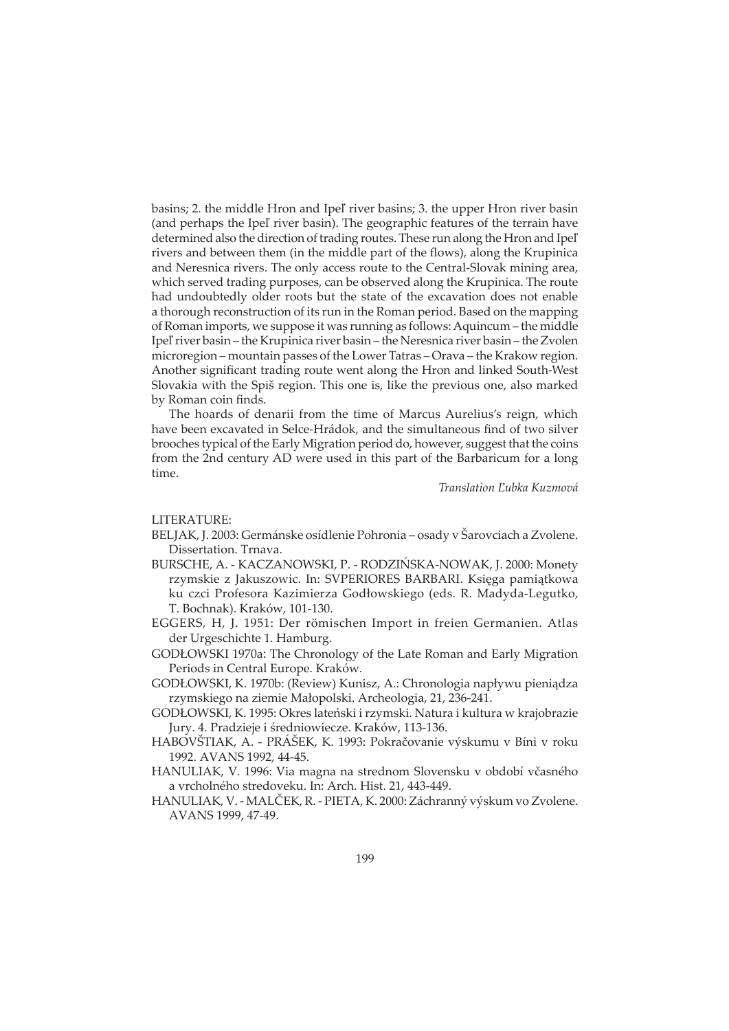basins; 2. the middle Hron and Ipeľ river basins; 3. the upper Hron river basin (and perhaps the Ipeľ river basin). The geographic features of the terrain have determined also the direction of trading routes. These run along the Hron and Ipeľ rivers and between them (in the middle part of the flows), along the Krupinica and Neresnica rivers. The only access route to the Central-Slovak mining area, which served trading purposes, can be observed along the Krupinica. The route had undoubtedly older roots but the state of the excavation does not enable a thorough reconstruction of its run in the Roman period. Based on the mapping of Roman imports, we suppose it was running as follows: Aquincum – the middle Ipeľ river basin – the Krupinica river basin – the Neresnica river basin – the Zvolen microregion – mountain passes of the Lower Tatras – Orava – the Krakow region. Another significant trading route went along the Hron and linked South-West Slovakia with the Spiš region. This one is, like the previous one, also marked by Roman coin finds.

The hoards of denarii from the time of Marcus Aurelius's reign, which have been excavated in Selce-Hrádok, and the simultaneous find of two silver brooches typical of the Early Migration period do, however, suggest that the coins from the 2nd century AD were used in this part of the Barbaricum for a long time.

*Translation Ľubka Kuzmová*

LITERATURE:

BELJAK, J. 2003: Germánske osídlenie Pohronia – osady v Šarovciach a Zvolene. Dissertation. Trnava.

BURSCHE, A. - KACZANOWSKI, P. - RODZIŃSKA-NOWAK, J. 2000: Monety rzymskie z Jakuszowic. In: SVPERIORES BARBARI. Księga pamiątkowa ku czci Profesora Kazimierza Godłowskiego (eds. R. Madyda-Legutko, T. Bochnak). Kraków, 101-130.

EGGERS, H, J. 1951: Der römischen Import in freien Germanien. Atlas der Urgeschichte 1. Hamburg.

GODŁOWSKI 1970a: The Chronology of the Late Roman and Early Migration Periods in Central Europe. Kraków.

GODŁOWSKI, K. 1970b: (Review) Kunisz, A.: Chronologia napływu pieniądza rzymskiego na ziemie Małopolski. Archeologia, 21, 236-241.

GODŁOWSKI, K. 1995: Okres lateński i rzymski. Natura i kultura w krajobrazie Jury. 4. Pradzieje i średniowiecze. Kraków, 113-136.

HABOVŠTIAK, A. - PRÁŠEK, K. 1993: Pokračovanie výskumu v Bíni v roku 1992. AVANS 1992, 44-45.

HANULIAK, V. 1996: Via magna na strednom Slovensku v období včasného a vrcholného stredoveku. In: Arch. Hist. 21, 443-449.

HANULIAK, V. - MALČEK, R. - PIETA, K. 2000: Záchranný výskum vo Zvolene. AVANS 1999, 47-49.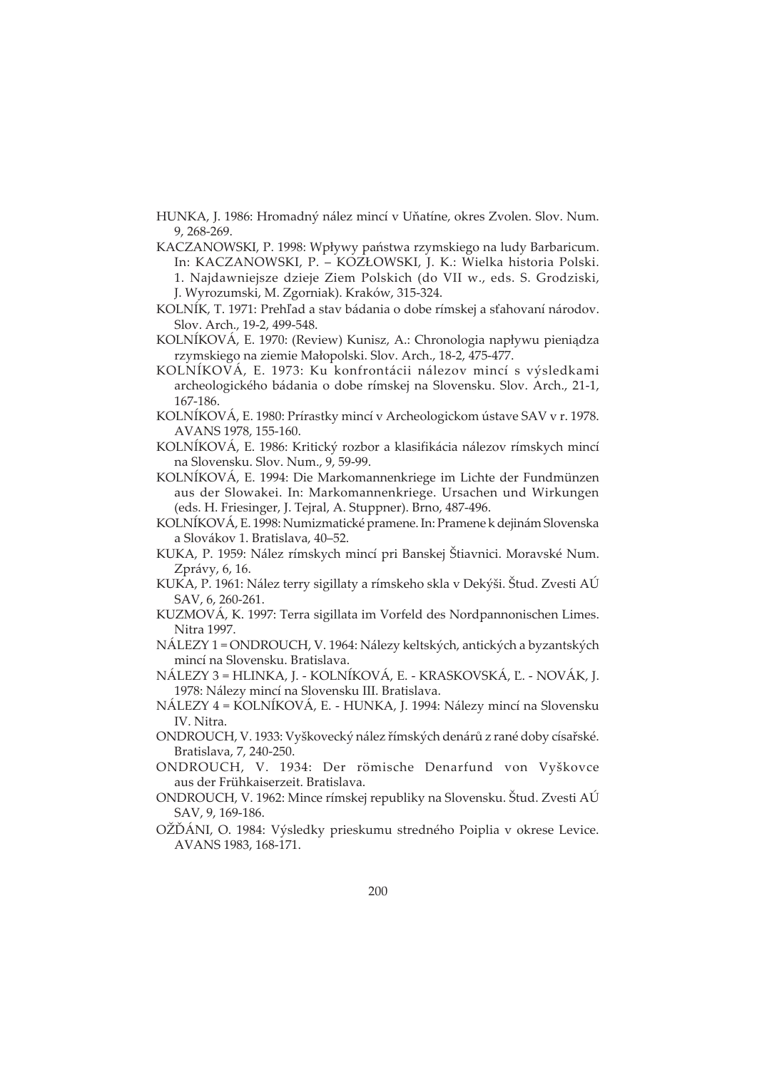HUNKA, J. 1986: Hromadný nález mincí v Uňatíne, okres Zvolen. Slov. Num. 9, 268-269.

KACZANOWSKI, P. 1998: Wpływy państwa rzymskiego na ludy Barbaricum. In: KACZANOWSKI, P. – KOZŁOWSKI, J. K.: Wielka historia Polski. 1. Najdawniejsze dzieje Ziem Polskich (do VII w., eds. S. Grodziski, J. Wyrozumski, M. Zgorniak). Kraków, 315-324.

KOLNÍK, T. 1971: Prehľad a stav bádania o dobe rímskej a sťahovaní národov. Slov. Arch., 19-2, 499-548.

KOLNÍKOVÁ, E. 1970: (Review) Kunisz, A.: Chronologia napływu pieniądza rzymskiego na ziemie Małopolski. Slov. Arch., 18-2, 475-477.

KOLNÍKOVÁ, E. 1973: Ku konfrontácii nálezov mincí s výsledkami archeologického bádania o dobe rímskej na Slovensku. Slov. Arch., 21-1, 167-186.

KOLNÍKOVÁ, E. 1980: Prírastky mincí v Archeologickom ústave SAV v r. 1978. AVANS 1978, 155-160.

KOLNÍKOVÁ, E. 1986: Kritický rozbor a klasifikácia nálezov rímskych mincí na Slovensku. Slov. Num., 9, 59-99.

KOLNÍKOVÁ, E. 1994: Die Markomannenkriege im Lichte der Fundmünzen aus der Slowakei. In: Markomannenkriege. Ursachen und Wirkungen (eds. H. Friesinger, J. Tejral, A. Stuppner). Brno, 487-496.

KOLNÍKOVÁ, E. 1998: Numizmatické pramene. In: Pramene k dejinám Slovenska a Slovákov 1. Bratislava, 40–52.

KUKA, P. 1959: Nález rímskych mincí pri Banskej Štiavnici. Moravské Num. Zprávy, 6, 16.

KUKA, P. 1961: Nález terry sigillaty a rímskeho skla v Dekýši. Štud. Zvesti AÚ SAV, 6, 260-261.

KUZMOVÁ, K. 1997: Terra sigillata im Vorfeld des Nordpannonischen Limes. Nitra 1997.

NÁLEZY 1 = ONDROUCH, V. 1964: Nálezy keltských, antických a byzantských mincí na Slovensku. Bratislava.

NÁLEZY 3 = HLINKA, J. - KOLNÍKOVÁ, E. - KRASKOVSKÁ, Ľ. - NOVÁK, J. 1978: Nálezy mincí na Slovensku III. Bratislava.

NÁLEZY 4 = KOLNÍKOVÁ, E. - HUNKA, J. 1994: Nálezy mincí na Slovensku IV. Nitra.

ONDROUCH, V. 1933: Vyškovecký nález římských denárů z rané doby císařské. Bratislava, 7, 240-250.

ONDROUCH, V. 1934: Der römische Denarfund von Vyškovce aus der Frühkaiserzeit. Bratislava.

ONDROUCH, V. 1962: Mince rímskej republiky na Slovensku. Štud. Zvesti AÚ SAV, 9, 169-186.

OŽĎÁNI, O. 1984: Výsledky prieskumu stredného Poiplia v okrese Levice. AVANS 1983, 168-171.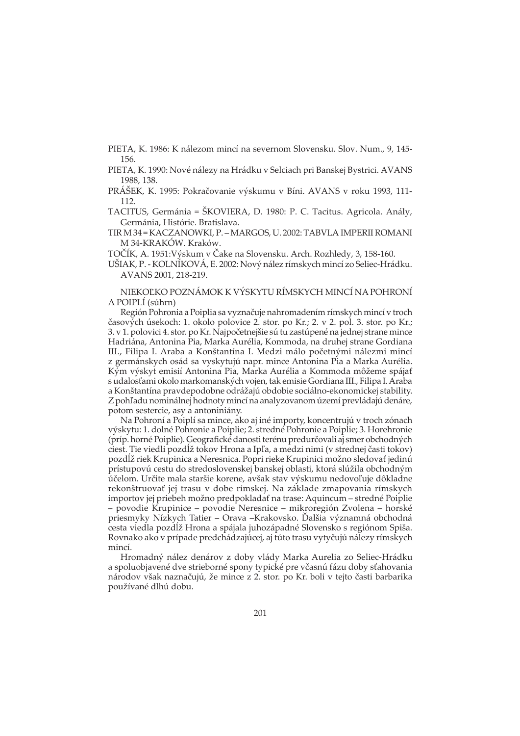PIETA, K. 1986: K nálezom mincí na severnom Slovensku. Slov. Num., 9, 145-156.

PIETA, K. 1990: Nové nálezy na Hrádku v Selciach pri Banskej Bystrici. AVANS 1988, 138.

PRÁŠEK, K. 1995: Pokračovanie výskumu v Bíni. AVANS v roku 1993, 111-112.

TACITUS, Germánia = ŠKOVIERA, D. 1980: P. C. Tacitus. Agricola. Anály, Germánia, Históriе. Bratislava.

TIR M 34 = KACZANOWKI, P. – MARGOS, U. 2002: TABVLA IMPERII ROMANI M 34-KRAKÓW. Kraków.

TOČÍK, A. 1951:Výskum v Čake na Slovensku. Arch. Rozhledy, 3, 158-160.

UŠIAK, P. - KOLNÍKOVÁ, E. 2002: Nový nález rímskych mincí zo Seliec-Hrádku. AVANS 2001, 218-219.

## NIEKOĽKO POZNÁMOK K VÝSKYTU RÍMSKYCH MINCÍ NA POHRONÍ A POIPLÍ (súhrn)

Región Pohronia a Poiplia sa vyznačuje nahromadením rímskych mincí v troch časových úsekoch: 1. okolo polovice 2. stor. po Kr.; 2. v 2. pol. 3. stor. po Kr.; 3. v 1. polovici 4. stor. po Kr. Najpočetnejšie sú tu zastúpené na jednej strane mince Hadriána, Antonina Pia, Marka Aurélia, Kommoda, na druhej strane Gordiana III., Filipa I. Araba a Konštantína I. Medzi málo početnými nálezmi mincí z germánskych osád sa vyskytujú napr. mince Antonina Pia a Marka Aurélia. Kým výskyt emisií Antonina Pia, Marka Aurélia a Kommoda môžeme spájať s udalosťami okolo markomanských vojen, tak emisie Gordiana III., Filipa I. Araba a Konštantína pravdepodobne odrážajú obdobie sociálno-ekonomickej stability. Z pohľadu nominálnej hodnoty mincí na analyzovanom území prevládajú denáre, potom sestercie, asy a antoniniány.

Na Pohroní a Poiplí sa mince, ako aj iné importy, koncentrujú v troch zónach výskytu: 1. dolné Pohronie a Poiplie; 2. stredné Pohronie a Poiplie; 3. Horehronie (príp. horné Poiplie). Geografické danosti terénu predurčovali aj smer obchodných ciest. Tie viedli pozdĺž tokov Hrona a Ipľa, a medzi nimi (v strednej časti tokov) pozdĺž riek Krupinica a Neresnica. Popri rieke Krupinici možno sledovať jedinú prístupovú cestu do stredoslovenskej banskej oblasti, ktorá slúžila obchodným účelom. Určite mala staršie korene, avšak stav výskumu nedovoľuje dôkladne rekonštruovať jej trasu v dobe rímskej. Na základe zmapovania rímskych importov jej priebeh možno predpokladať na trase: Aquincum – stredné Poiplie – povodie Krupinice – povodie Neresnice – mikroregión Zvolena – horské priesmyky Nízkych Tatier – Orava –Krakovsko. Ďalšia významná obchodná cesta viedla pozdĺž Hrona a spájala juhozápadné Slovensko s regiónom Spiša. Rovnako ako v prípade predchádzajúcej, aj túto trasu vytyčujú nálezy rímskych mincí.

Hromadný nález denárov z doby vlády Marka Aurelia zo Seliec-Hrádku a spoluobjavené dve strieborné spony typické pre včasnú fázu doby sťahovania národov však naznačujú, že mince z 2. stor. po Kr. boli v tejto časti barbarika používané dlhú dobu.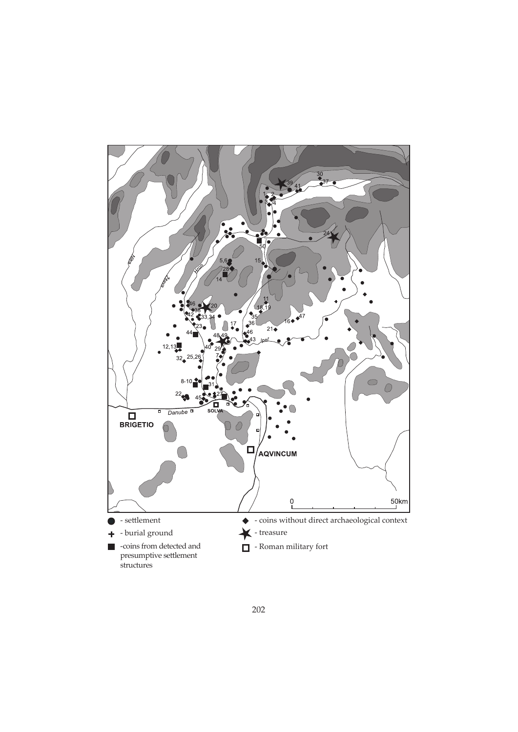0
50km

Danube
SOLVA
BRIGETIO
AQVINCUM
Hron
Žitava
Nitra
Ipeľ

1
2
3
4
5,6
7
8-10
11
12,13
14
15
16
17
18,19
20
21
22
23
24
25,26
27
28
29
30
31
32
33,34
35
36
37
38
39
40
41
42
43
44
45
46
46
47
48,49
50

- settlement
- burial ground
- coins from detected and presumptive settlement structures
- coins without direct archaeological context
- treasure
- Roman military fort